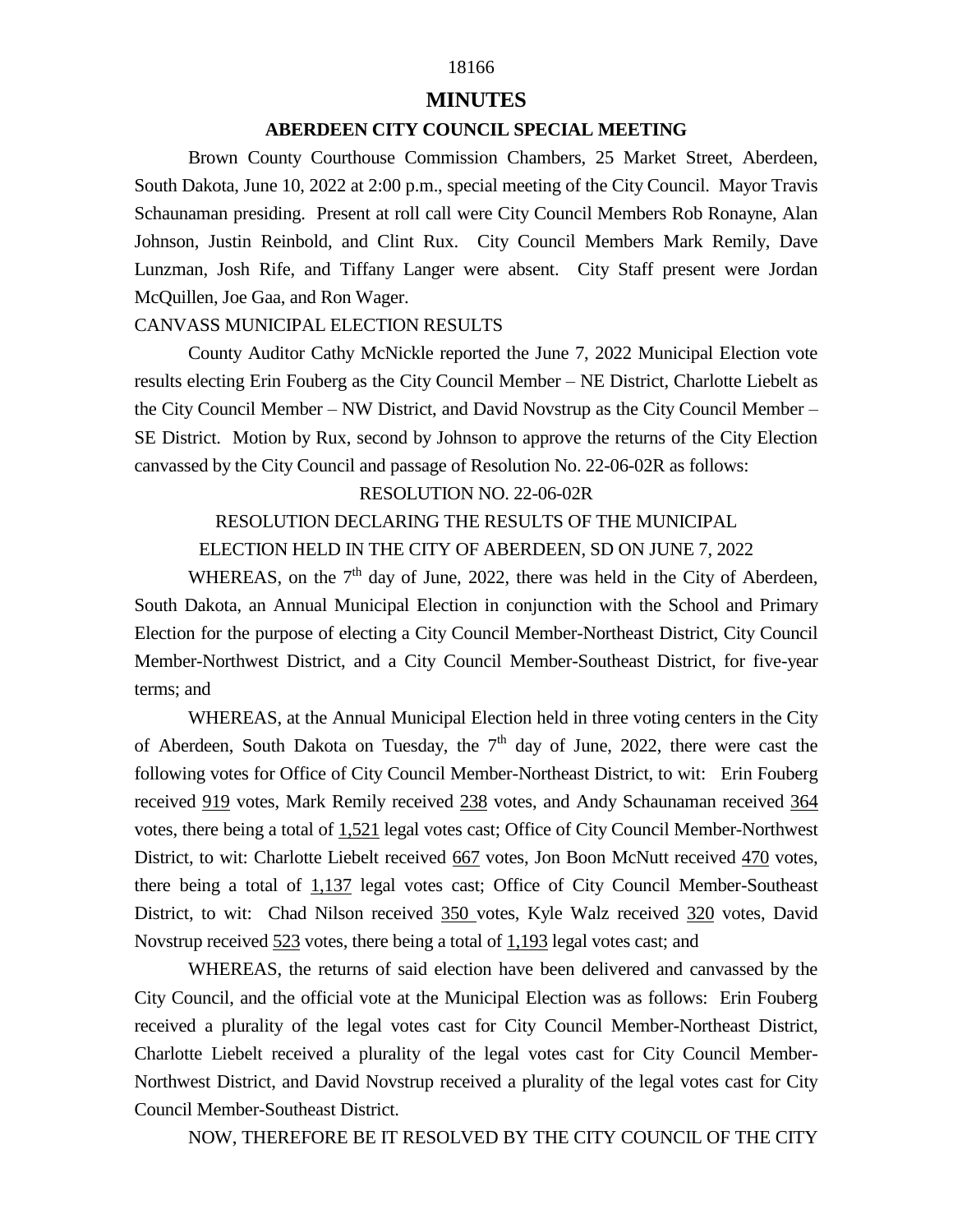# MINUTES

## ABERDEEN CITY COUNCIL SPECIAL MEETING

Brown County Courthouse Commission Chambers, 25 Market Street, Aberdeen, South Dakota, June 10, 2022 at 2:00 p.m., special meeting of the City Council. Mayor Travis Schaunaman presiding. Present at roll call were City Council Members Rob Ronayne, Alan Johnson, Justin Reinbold, and Clint Rux. City Council Members Mark Remily, Dave Lunzman, Josh Rife, and Tiffany Langer were absent. City Staff present were Jordan McQuillen, Joe Gaa, and Ron Wager.

CANVASS MUNICIPAL ELECTION RESULTS

County Auditor Cathy McNickle reported the June 7, 2022 Municipal Election vote results electing Erin Fouberg as the City Council Member – NE District, Charlotte Liebelt as the City Council Member – NW District, and David Novstrup as the City Council Member – SE District. Motion by Rux, second by Johnson to approve the returns of the City Election canvassed by the City Council and passage of Resolution No. 22-06-02R as follows:

RESOLUTION NO. 22-06-02R

RESOLUTION DECLARING THE RESULTS OF THE MUNICIPAL ELECTION HELD IN THE CITY OF ABERDEEN, SD ON JUNE 7, 2022

WHEREAS, on the 7th day of June, 2022, there was held in the City of Aberdeen, South Dakota, an Annual Municipal Election in conjunction with the School and Primary Election for the purpose of electing a City Council Member-Northeast District, City Council Member-Northwest District, and a City Council Member-Southeast District, for five-year terms; and

WHEREAS, at the Annual Municipal Election held in three voting centers in the City of Aberdeen, South Dakota on Tuesday, the 7th day of June, 2022, there were cast the following votes for Office of City Council Member-Northeast District, to wit: Erin Fouberg received 919 votes, Mark Remily received 238 votes, and Andy Schaunaman received 364 votes, there being a total of 1,521 legal votes cast; Office of City Council Member-Northwest District, to wit: Charlotte Liebelt received 667 votes, Jon Boon McNutt received 470 votes, there being a total of 1,137 legal votes cast; Office of City Council Member-Southeast District, to wit: Chad Nilson received 350 votes, Kyle Walz received 320 votes, David Novstrup received 523 votes, there being a total of 1,193 legal votes cast; and

WHEREAS, the returns of said election have been delivered and canvassed by the City Council, and the official vote at the Municipal Election was as follows: Erin Fouberg received a plurality of the legal votes cast for City Council Member-Northeast District, Charlotte Liebelt received a plurality of the legal votes cast for City Council Member-Northwest District, and David Novstrup received a plurality of the legal votes cast for City Council Member-Southeast District.

NOW, THEREFORE BE IT RESOLVED BY THE CITY COUNCIL OF THE CITY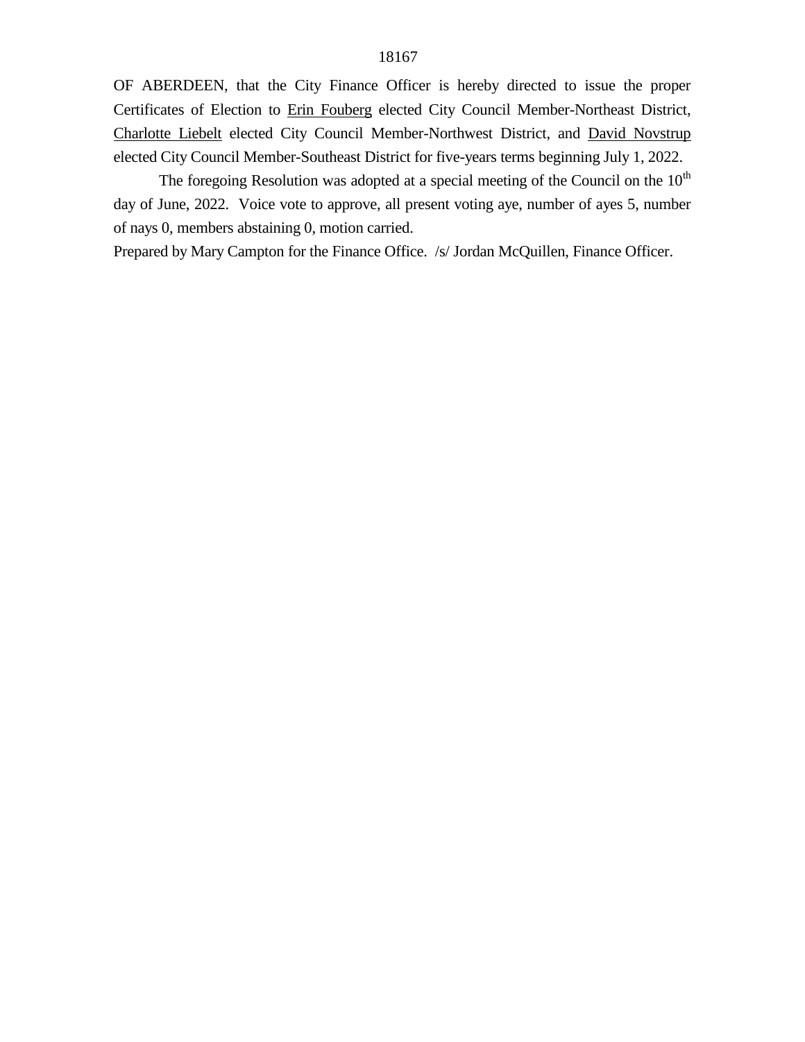OF ABERDEEN, that the City Finance Officer is hereby directed to issue the proper Certificates of Election to Erin Fouberg elected City Council Member-Northeast District, Charlotte Liebelt elected City Council Member-Northwest District, and David Novstrup elected City Council Member-Southeast District for five-years terms beginning July 1, 2022.

The foregoing Resolution was adopted at a special meeting of the Council on the 10th day of June, 2022. Voice vote to approve, all present voting aye, number of ayes 5, number of nays 0, members abstaining 0, motion carried.

Prepared by Mary Campton for the Finance Office. /s/ Jordan McQuillen, Finance Officer.